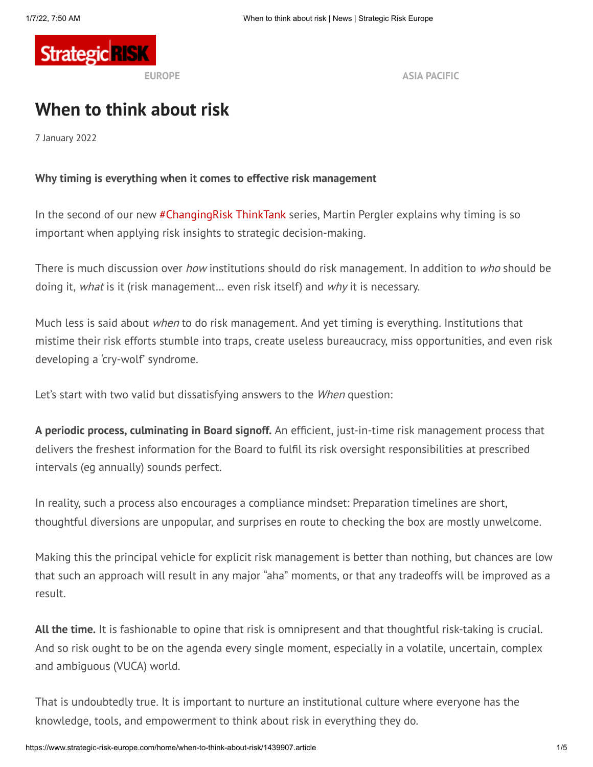EUROPE ASIA PACIFIC

# When to think about risk

7 January 2022

**Why timing is everything when it comes to effective risk management**

In the second of our new #ChangingRisk ThinkTank series, Martin Pergler explains why timing is so important when applying risk insights to strategic decision-making.

There is much discussion over *how* institutions should do risk management. In addition to *who* should be doing it, *what* is it (risk management… even risk itself) and *why* it is necessary.

Much less is said about *when* to do risk management. And yet timing is everything. Institutions that mistime their risk efforts stumble into traps, create useless bureaucracy, miss opportunities, and even risk developing a 'cry-wolf' syndrome.

Let's start with two valid but dissatisfying answers to the *When* question:

**A periodic process, culminating in Board signoff.** An efficient, just-in-time risk management process that delivers the freshest information for the Board to fulfil its risk oversight responsibilities at prescribed intervals (eg annually) sounds perfect.

In reality, such a process also encourages a compliance mindset: Preparation timelines are short, thoughtful diversions are unpopular, and surprises en route to checking the box are mostly unwelcome.

Making this the principal vehicle for explicit risk management is better than nothing, but chances are low that such an approach will result in any major "aha" moments, or that any tradeoffs will be improved as a result.

**All the time.** It is fashionable to opine that risk is omnipresent and that thoughtful risk-taking is crucial. And so risk ought to be on the agenda every single moment, especially in a volatile, uncertain, complex and ambiguous (VUCA) world.

That is undoubtedly true. It is important to nurture an institutional culture where everyone has the knowledge, tools, and empowerment to think about risk in everything they do.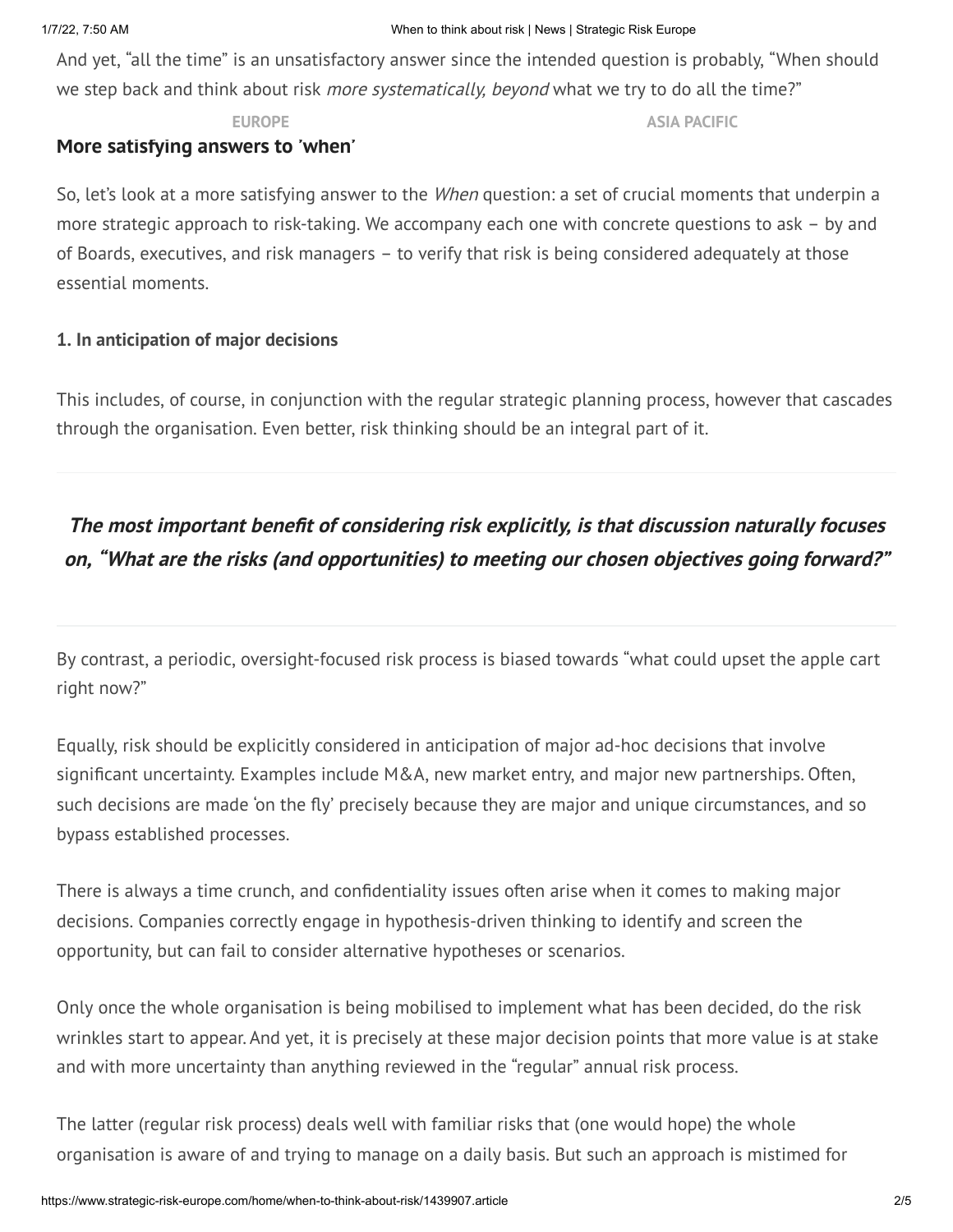And yet, "all the time" is an unsatisfactory answer since the intended question is probably, "When should we step back and think about risk *more systematically, beyond* what we try to do all the time?"

### More satisfying answers to 'when'

So, let's look at a more satisfying answer to the *When* question: a set of crucial moments that underpin a more strategic approach to risk-taking. We accompany each one with concrete questions to ask – by and of Boards, executives, and risk managers – to verify that risk is being considered adequately at those essential moments.

#### 1. In anticipation of major decisions

This includes, of course, in conjunction with the regular strategic planning process, however that cascades through the organisation. Even better, risk thinking should be an integral part of it.

> ***The most important benefit of considering risk explicitly, is that discussion naturally focuses on, "What are the risks (and opportunities) to meeting our chosen objectives going forward?"***

By contrast, a periodic, oversight-focused risk process is biased towards "what could upset the apple cart right now?"

Equally, risk should be explicitly considered in anticipation of major ad-hoc decisions that involve significant uncertainty. Examples include M&A, new market entry, and major new partnerships. Often, such decisions are made 'on the fly' precisely because they are major and unique circumstances, and so bypass established processes.

There is always a time crunch, and confidentiality issues often arise when it comes to making major decisions. Companies correctly engage in hypothesis-driven thinking to identify and screen the opportunity, but can fail to consider alternative hypotheses or scenarios.

Only once the whole organisation is being mobilised to implement what has been decided, do the risk wrinkles start to appear. And yet, it is precisely at these major decision points that more value is at stake and with more uncertainty than anything reviewed in the "regular" annual risk process.

The latter (regular risk process) deals well with familiar risks that (one would hope) the whole organisation is aware of and trying to manage on a daily basis. But such an approach is mistimed for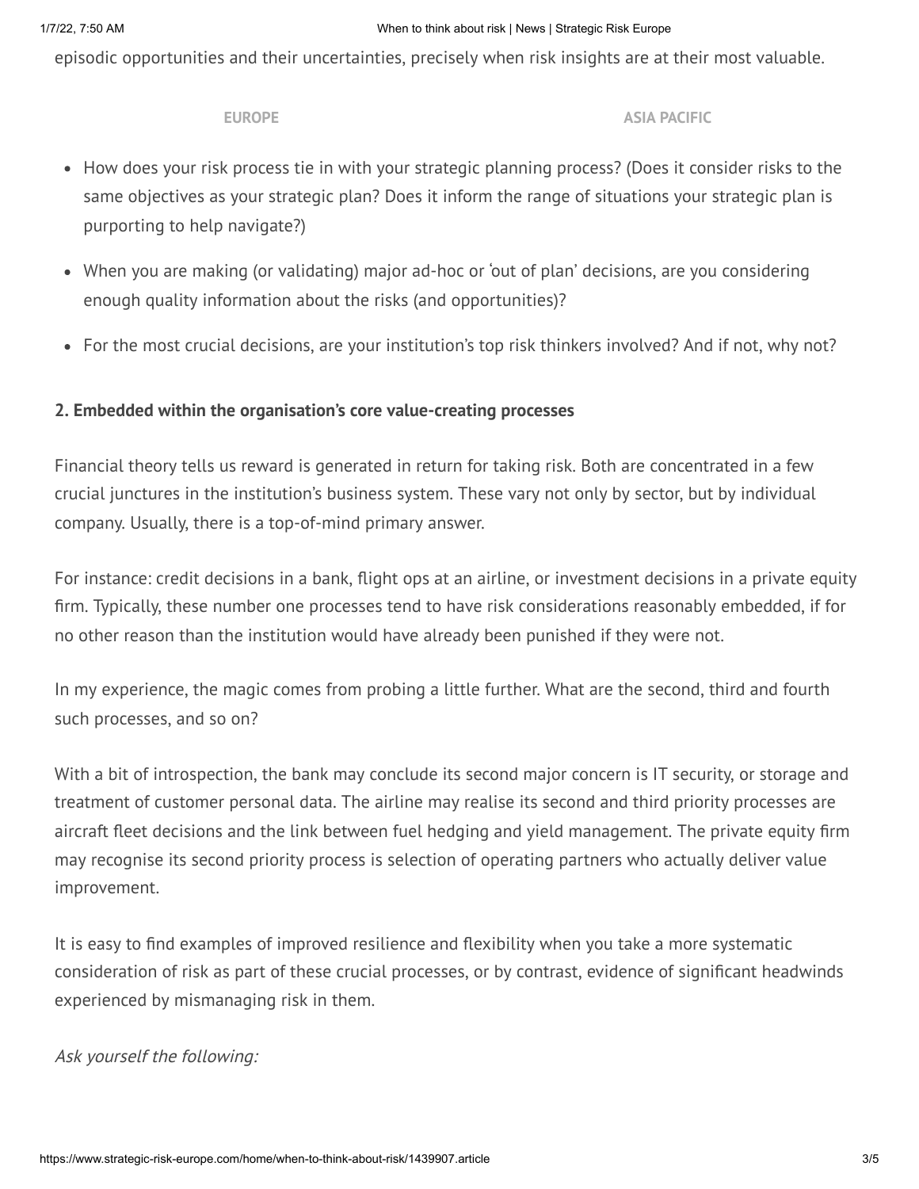episodic opportunities and their uncertainties, precisely when risk insights are at their most valuable.

- How does your risk process tie in with your strategic planning process? (Does it consider risks to the same objectives as your strategic plan? Does it inform the range of situations your strategic plan is purporting to help navigate?)
- When you are making (or validating) major ad-hoc or 'out of plan' decisions, are you considering enough quality information about the risks (and opportunities)?
- For the most crucial decisions, are your institution's top risk thinkers involved? And if not, why not?

**2. Embedded within the organisation's core value-creating processes**

Financial theory tells us reward is generated in return for taking risk. Both are concentrated in a few crucial junctures in the institution's business system. These vary not only by sector, but by individual company. Usually, there is a top-of-mind primary answer.

For instance: credit decisions in a bank, flight ops at an airline, or investment decisions in a private equity firm. Typically, these number one processes tend to have risk considerations reasonably embedded, if for no other reason than the institution would have already been punished if they were not.

In my experience, the magic comes from probing a little further. What are the second, third and fourth such processes, and so on?

With a bit of introspection, the bank may conclude its second major concern is IT security, or storage and treatment of customer personal data. The airline may realise its second and third priority processes are aircraft fleet decisions and the link between fuel hedging and yield management. The private equity firm may recognise its second priority process is selection of operating partners who actually deliver value improvement.

It is easy to find examples of improved resilience and flexibility when you take a more systematic consideration of risk as part of these crucial processes, or by contrast, evidence of significant headwinds experienced by mismanaging risk in them.

*Ask yourself the following:*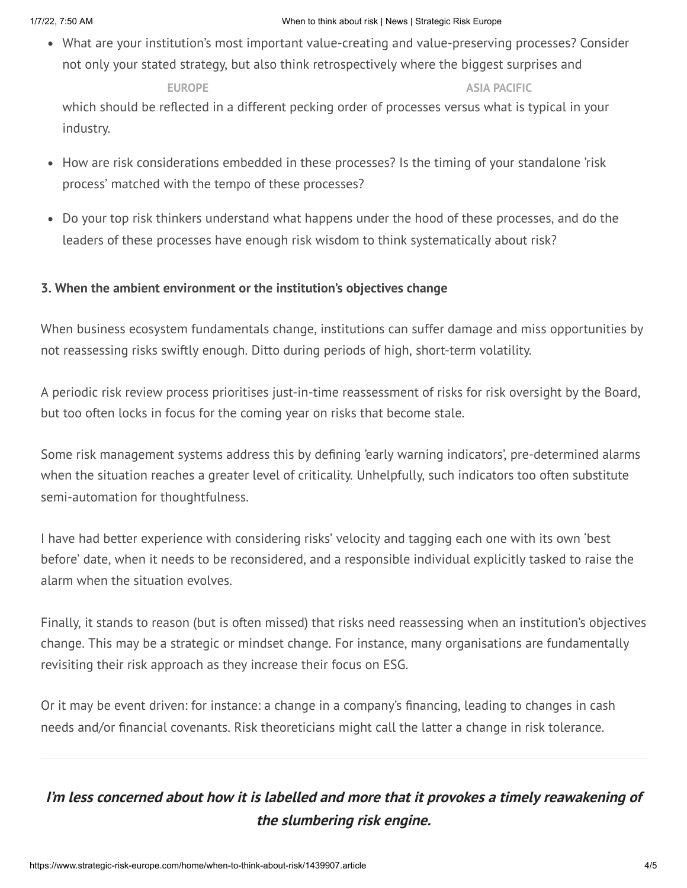- What are your institution's most important value-creating and value-preserving processes? Consider not only your stated strategy, but also think retrospectively where the biggest surprises and which should be reflected in a different pecking order of processes versus what is typical in your industry.

- How are risk considerations embedded in these processes? Is the timing of your standalone 'risk process' matched with the tempo of these processes?

- Do your top risk thinkers understand what happens under the hood of these processes, and do the leaders of these processes have enough risk wisdom to think systematically about risk?

**3. When the ambient environment or the institution's objectives change**

When business ecosystem fundamentals change, institutions can suffer damage and miss opportunities by not reassessing risks swiftly enough. Ditto during periods of high, short-term volatility.

A periodic risk review process prioritises just-in-time reassessment of risks for risk oversight by the Board, but too often locks in focus for the coming year on risks that become stale.

Some risk management systems address this by defining 'early warning indicators', pre-determined alarms when the situation reaches a greater level of criticality. Unhelpfully, such indicators too often substitute semi-automation for thoughtfulness.

I have had better experience with considering risks' velocity and tagging each one with its own 'best before' date, when it needs to be reconsidered, and a responsible individual explicitly tasked to raise the alarm when the situation evolves.

Finally, it stands to reason (but is often missed) that risks need reassessing when an institution's objectives change. This may be a strategic or mindset change. For instance, many organisations are fundamentally revisiting their risk approach as they increase their focus on ESG.

Or it may be event driven: for instance: a change in a company's financing, leading to changes in cash needs and/or financial covenants. Risk theoreticians might call the latter a change in risk tolerance.

---

***I'm less concerned about how it is labelled and more that it provokes a timely reawakening of the slumbering risk engine.***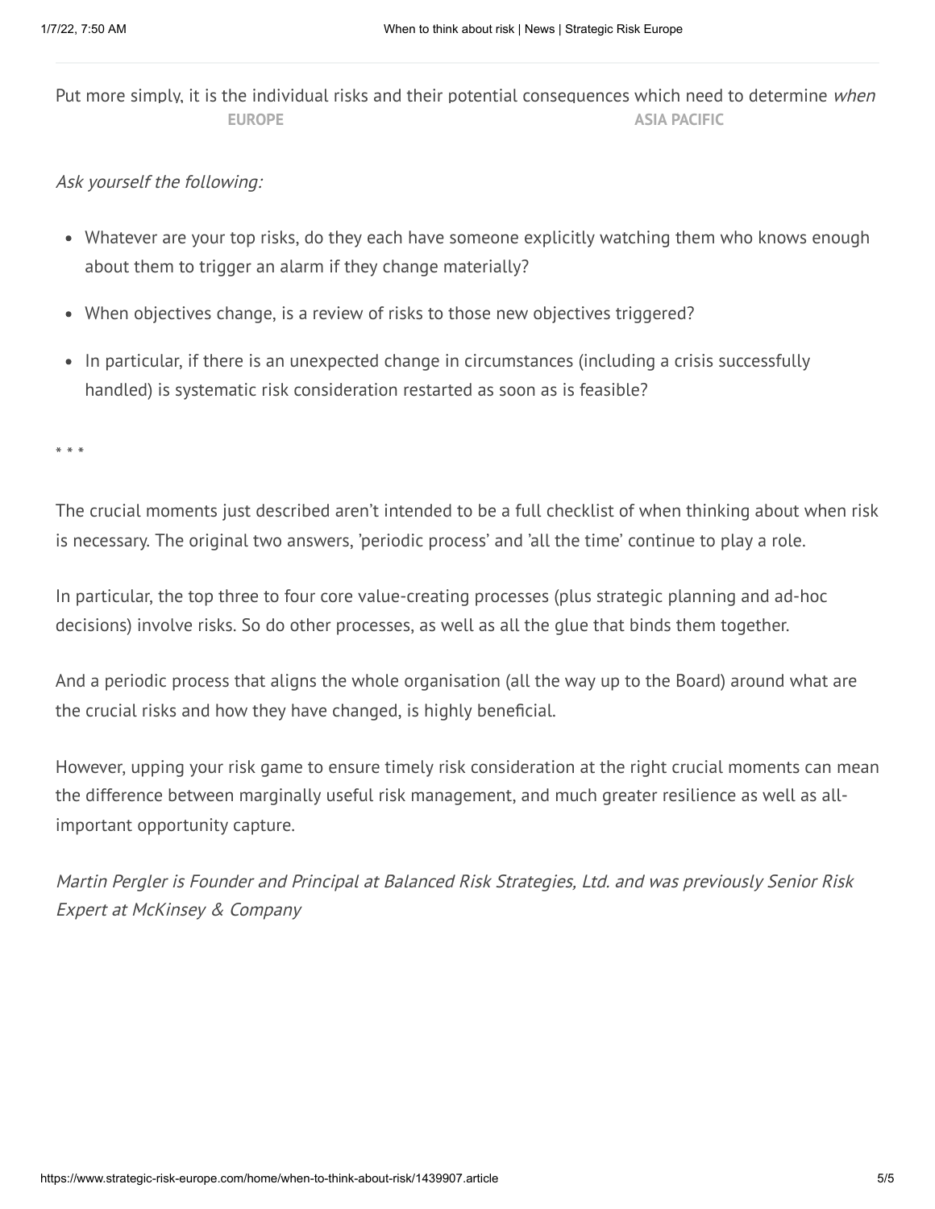Put more simply, it is the individual risks and their potential consequences which need to determine *when*

*Ask yourself the following:*

- Whatever are your top risks, do they each have someone explicitly watching them who knows enough about them to trigger an alarm if they change materially?
- When objectives change, is a review of risks to those new objectives triggered?
- In particular, if there is an unexpected change in circumstances (including a crisis successfully handled) is systematic risk consideration restarted as soon as is feasible?

\* \* \*

The crucial moments just described aren't intended to be a full checklist of when thinking about when risk is necessary. The original two answers, 'periodic process' and 'all the time' continue to play a role.

In particular, the top three to four core value-creating processes (plus strategic planning and ad-hoc decisions) involve risks. So do other processes, as well as all the glue that binds them together.

And a periodic process that aligns the whole organisation (all the way up to the Board) around what are the crucial risks and how they have changed, is highly beneficial.

However, upping your risk game to ensure timely risk consideration at the right crucial moments can mean the difference between marginally useful risk management, and much greater resilience as well as all-important opportunity capture.

*Martin Pergler is Founder and Principal at Balanced Risk Strategies, Ltd. and was previously Senior Risk Expert at McKinsey & Company*